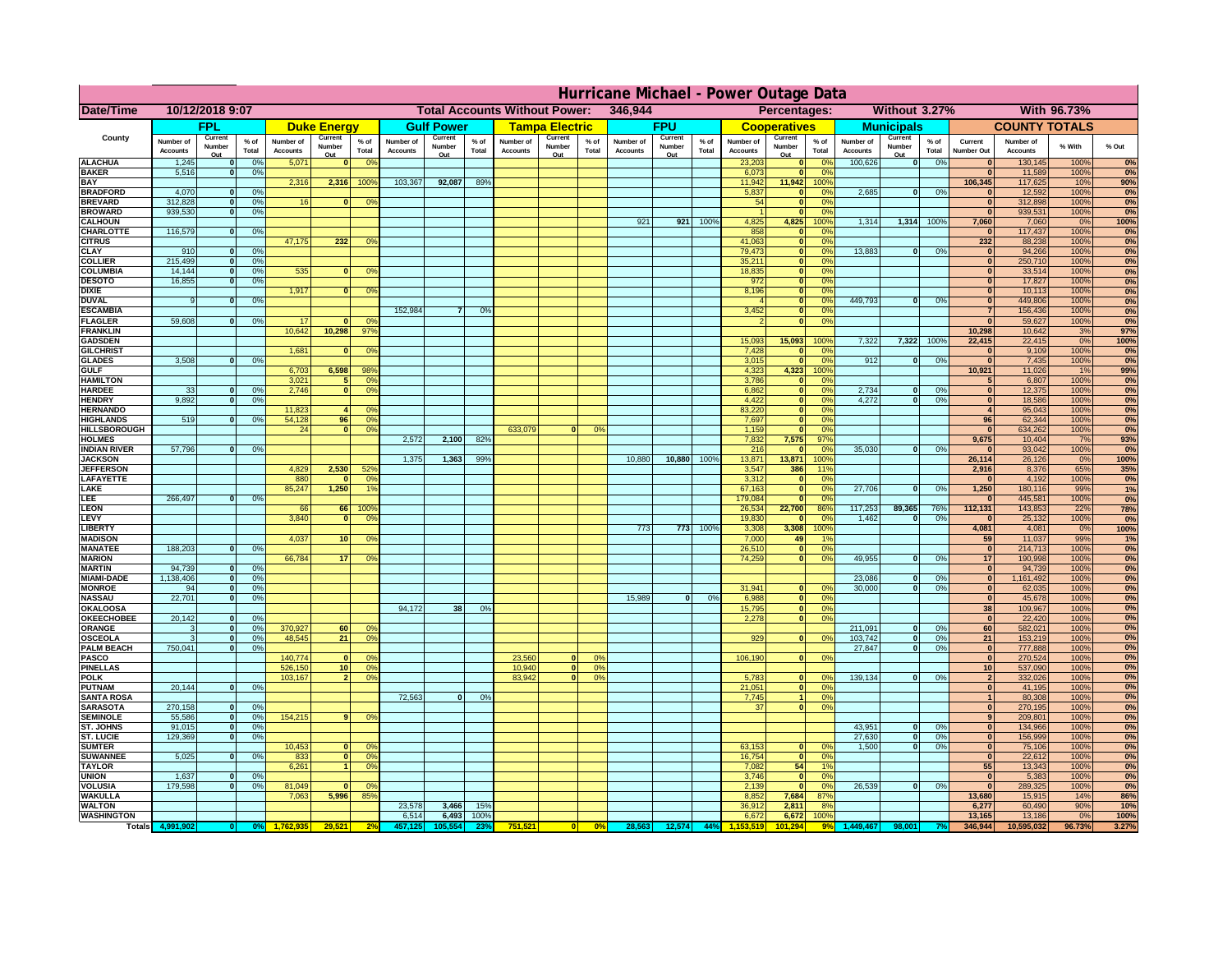# Hurricane Michael - Power Outage Data

| Date/Time | 10/12/2018 9:07 | | Total Accounts Without Power: | 346,944 | | Percentages: | Without 3.27% | With 96.73% |
|---|---|---|---|---|---|---|---|---|

| County | FPL | | | Duke Energy | | | Gulf Power | | | Tampa Electric | | | FPU | | | Cooperatives | | | Municipals | | | COUNTY TOTALS | | | |
|---|---|---|---|---|---|---|---|---|---|---|---|---|---|---|---|---|---|---|---|---|---|---|---|---|---|
| | Number of Accounts | Current Number Out | % of Total | Number of Accounts | Current Number Out | % of Total | Number of Accounts | Current Number Out | % of Total | Number of Accounts | Current Number Out | % of Total | Number of Accounts | Current Number Out | % of Total | Number of Accounts | Current Number Out | % of Total | Number of Accounts | Current Number Out | % of Total | Current Number Out | Number of Accounts | % With | % Out |
| ALACHUA | 1,245 | 0 | 0% | 5,071 | 0 | 0% | | | | | | | | | | 23,203 | 0 | 0% | 100,626 | 0 | 0% | 0 | 130,145 | 100% | 0% |
| BAKER | 5,516 | 0 | 0% | | | | | | | | | | | | | 6,073 | 0 | 0% | | | | 0 | 11,589 | 100% | 0% |
| BAY | | | | 2,316 | 2,316 | 100% | 103,367 | 92,087 | 89% | | | | | | | 11,942 | 11,942 | 100% | | | | 106,345 | 117,625 | 10% | 90% |
| BRADFORD | 4,070 | 0 | 0% | | | | | | | | | | | | | 5,837 | 0 | 0% | 2,685 | 0 | 0% | 0 | 12,592 | 100% | 0% |
| BREVARD | 312,828 | 0 | 0% | 16 | 0 | 0% | | | | | | | | | | 54 | 0 | 0% | | | | 0 | 312,898 | 100% | 0% |
| BROWARD | 939,530 | 0 | 0% | | | | | | | | | | | | | 1 | 0 | 0% | | | | 0 | 939,531 | 100% | 0% |
| CALHOUN | | | | | | | | | | | | | 921 | 921 | 100% | 4,825 | 4,825 | 100% | 1,314 | 1,314 | 100% | 7,060 | 7,060 | 0% | 100% |
| CHARLOTTE | 116,579 | 0 | 0% | | | | | | | | | | | | | 858 | 0 | 0% | | | | 0 | 117,437 | 100% | 0% |
| CITRUS | | | | 47,175 | 232 | 0% | | | | | | | | | | 41,063 | 0 | 0% | | | | 232 | 88,238 | 100% | 0% |
| CLAY | 910 | 0 | 0% | | | | | | | | | | | | | 79,473 | 0 | 0% | 13,883 | 0 | 0% | 0 | 94,266 | 100% | 0% |
| COLLIER | 215,499 | 0 | 0% | | | | | | | | | | | | | 35,211 | 0 | 0% | | | | 0 | 250,710 | 100% | 0% |
| COLUMBIA | 14,144 | 0 | 0% | 535 | 0 | 0% | | | | | | | | | | 18,835 | 0 | 0% | | | | 0 | 33,514 | 100% | 0% |
| DESOTO | 16,855 | 0 | 0% | | | | | | | | | | | | | 972 | 0 | 0% | | | | 0 | 17,827 | 100% | 0% |
| DIXIE | | | | 1,917 | 0 | 0% | | | | | | | | | | 8,196 | 0 | 0% | | | | 0 | 10,113 | 100% | 0% |
| DUVAL | 9 | 0 | 0% | | | | | | | | | | | | | 4 | 0 | 0% | 449,793 | 0 | 0% | 0 | 449,806 | 100% | 0% |
| ESCAMBIA | | | | | | | 152,984 | 7 | 0% | | | | | | | 3,452 | 0 | 0% | | | | 7 | 156,436 | 100% | 0% |
| FLAGLER | 59,608 | 0 | 0% | 17 | 0 | 0% | | | | | | | | | | 2 | 0 | 0% | | | | 0 | 59,627 | 100% | 0% |
| FRANKLIN | | | | 10,642 | 10,298 | 97% | | | | | | | | | | | | | | | | 10,298 | 10,642 | 3% | 97% |
| GADSDEN | | | | | | | | | | | | | | | | 15,093 | 15,093 | 100% | 7,322 | 7,322 | 100% | 22,415 | 22,415 | 0% | 100% |
| GILCHRIST | | | | 1,681 | 0 | 0% | | | | | | | | | | 7,428 | 0 | 0% | | | | 0 | 9,109 | 100% | 0% |
| GLADES | 3,508 | 0 | 0% | | | | | | | | | | | | | 3,015 | 0 | 0% | 912 | 0 | 0% | 0 | 7,435 | 100% | 0% |
| GULF | | | | 6,703 | 6,598 | 98% | | | | | | | | | | 4,323 | 4,323 | 100% | | | | 10,921 | 11,026 | 1% | 99% |
| HAMILTON | | | | 3,021 | 5 | 0% | | | | | | | | | | 3,786 | 0 | 0% | | | | 5 | 6,807 | 100% | 0% |
| HARDEE | 33 | 0 | 0% | 2,746 | 0 | 0% | | | | | | | | | | 6,862 | 0 | 0% | 2,734 | 0 | 0% | 0 | 12,375 | 100% | 0% |
| HENDRY | 9,892 | 0 | 0% | | | | | | | | | | | | | 4,422 | 0 | 0% | 4,272 | 0 | 0% | 0 | 18,586 | 100% | 0% |
| HERNANDO | | | | 11,823 | 4 | 0% | | | | | | | | | | 83,220 | 0 | 0% | | | | 4 | 95,043 | 100% | 0% |
| HIGHLANDS | 519 | 0 | 0% | 54,128 | 96 | 0% | | | | | | | | | | 7,697 | 0 | 0% | | | | 96 | 62,344 | 100% | 0% |
| HILLSBOROUGH | | | | 24 | 0 | 0% | | | | 633,079 | 0 | 0% | | | | 1,159 | 0 | 0% | | | | 0 | 634,262 | 100% | 0% |
| HOLMES | | | | | | | 2,572 | 2,100 | 82% | | | | | | | 7,832 | 7,575 | 97% | | | | 9,675 | 10,404 | 7% | 93% |
| INDIAN RIVER | 57,796 | 0 | 0% | | | | | | | | | | | | | 216 | 0 | 0% | 35,030 | 0 | 0% | 0 | 93,042 | 100% | 0% |
| JACKSON | | | | | | | 1,375 | 1,363 | 99% | | | | 10,880 | 10,880 | 100% | 13,871 | 13,871 | 100% | | | | 26,114 | 26,126 | 0% | 100% |
| JEFFERSON | | | | 4,829 | 2,530 | 52% | | | | | | | | | | 3,547 | 386 | 11% | | | | 2,916 | 8,376 | 65% | 35% |
| LAFAYETTE | | | | 880 | 0 | 0% | | | | | | | | | | 3,312 | 0 | 0% | | | | 0 | 4,192 | 100% | 0% |
| LAKE | | | | 85,247 | 1,250 | 1% | | | | | | | | | | 67,163 | 0 | 0% | 27,706 | 0 | 0% | 1,250 | 180,116 | 99% | 1% |
| LEE | 266,497 | 0 | 0% | | | | | | | | | | | | | 179,084 | 0 | 0% | | | | 0 | 445,581 | 100% | 0% |
| LEON | | | | 66 | 66 | 100% | | | | | | | | | | 26,534 | 22,700 | 86% | 117,253 | 89,365 | 76% | 112,131 | 143,853 | 22% | 78% |
| LEVY | | | | 3,840 | 0 | 0% | | | | | | | | | | 19,830 | 0 | 0% | 1,462 | 0 | 0% | 0 | 25,132 | 100% | 0% |
| LIBERTY | | | | | | | | | | | | | 773 | 773 | 100% | 3,308 | 3,308 | 100% | | | | 4,081 | 4,081 | 0% | 100% |
| MADISON | | | | 4,037 | 10 | 0% | | | | | | | | | | 7,000 | 49 | 1% | | | | 59 | 11,037 | 99% | 1% |
| MANATEE | 188,203 | 0 | 0% | | | | | | | | | | | | | 26,510 | 0 | 0% | | | | 0 | 214,713 | 100% | 0% |
| MARION | | | | 66,784 | 17 | 0% | | | | | | | | | | 74,259 | 0 | 0% | 49,955 | 0 | 0% | 17 | 190,998 | 100% | 0% |
| MARTIN | 94,739 | 0 | 0% | | | | | | | | | | | | | | | | | | | 0 | 94,739 | 100% | 0% |
| MIAMI-DADE | 1,138,406 | 0 | 0% | | | | | | | | | | | | | | | | 23,086 | 0 | 0% | 0 | 1,161,492 | 100% | 0% |
| MONROE | 94 | 0 | 0% | | | | | | | | | | | | | 31,941 | 0 | 0% | 30,000 | 0 | 0% | 0 | 62,035 | 100% | 0% |
| NASSAU | 22,701 | 0 | 0% | | | | | | | | | | 15,989 | 0 | 0% | 6,988 | 0 | 0% | | | | 0 | 45,678 | 100% | 0% |
| OKALOOSA | | | | | | | 94,172 | 38 | 0% | | | | | | | 15,795 | 0 | 0% | | | | 38 | 109,967 | 100% | 0% |
| OKEECHOBEE | 20,142 | 0 | 0% | | | | | | | | | | | | | 2,278 | 0 | 0% | | | | 0 | 22,420 | 100% | 0% |
| ORANGE | 3 | 0 | 0% | 370,927 | 60 | 0% | | | | | | | | | | | | | 211,091 | 0 | 0% | 60 | 582,021 | 100% | 0% |
| OSCEOLA | 3 | 0 | 0% | 48,545 | 21 | 0% | | | | | | | | | | 929 | 0 | 0% | 103,742 | 0 | 0% | 21 | 153,219 | 100% | 0% |
| PALM BEACH | 750,041 | 0 | 0% | | | | | | | | | | | | | | | | 27,847 | 0 | 0% | 0 | 777,888 | 100% | 0% |
| PASCO | | | | 140,774 | 0 | 0% | | | | 23,560 | 0 | 0% | | | | 106,190 | 0 | 0% | | | | 0 | 270,524 | 100% | 0% |
| PINELLAS | | | | 526,150 | 10 | 0% | | | | 10,940 | 0 | 0% | | | | | | | | | | 10 | 537,090 | 100% | 0% |
| POLK | | | | 103,167 | 2 | 0% | | | | 83,942 | 0 | 0% | | | | 5,783 | 0 | 0% | 139,134 | 0 | 0% | 2 | 332,026 | 100% | 0% |
| PUTNAM | 20,144 | 0 | 0% | | | | | | | | | | | | | 21,051 | 0 | 0% | | | | 0 | 41,195 | 100% | 0% |
| SANTA ROSA | | | | | | | 72,563 | 0 | 0% | | | | | | | 7,745 | 1 | 0% | | | | 1 | 80,308 | 100% | 0% |
| SARASOTA | 270,158 | 0 | 0% | | | | | | | | | | | | | 37 | 0 | 0% | | | | 0 | 270,195 | 100% | 0% |
| SEMINOLE | 55,586 | 0 | 0% | 154,215 | 9 | 0% | | | | | | | | | | | | | | | | 9 | 209,801 | 100% | 0% |
| ST. JOHNS | 91,015 | 0 | 0% | | | | | | | | | | | | | | | | 43,951 | 0 | 0% | 0 | 134,966 | 100% | 0% |
| ST. LUCIE | 129,369 | 0 | 0% | | | | | | | | | | | | | | | | 27,630 | 0 | 0% | 0 | 156,999 | 100% | 0% |
| SUMTER | | | | 10,453 | 0 | 0% | | | | | | | | | | 63,153 | 0 | 0% | 1,500 | 0 | 0% | 0 | 75,106 | 100% | 0% |
| SUWANNEE | 5,025 | 0 | 0% | 833 | 0 | 0% | | | | | | | | | | 16,754 | 0 | 0% | | | | 0 | 22,612 | 100% | 0% |
| TAYLOR | | | | 6,261 | 1 | 0% | | | | | | | | | | 7,082 | 54 | 1% | | | | 55 | 13,343 | 100% | 0% |
| UNION | 1,637 | 0 | 0% | | | | | | | | | | | | | 3,746 | 0 | 0% | | | | 0 | 5,383 | 100% | 0% |
| VOLUSIA | 179,598 | 0 | 0% | 81,049 | 0 | 0% | | | | | | | | | | 2,139 | 0 | 0% | 26,539 | 0 | 0% | 0 | 289,325 | 100% | 0% |
| WAKULLA | | | | 7,063 | 5,996 | 85% | | | | | | | | | | 8,852 | 7,684 | 87% | | | | 13,680 | 15,915 | 14% | 86% |
| WALTON | | | | | | | 23,578 | 3,466 | 15% | | | | | | | 36,912 | 2,811 | 8% | | | | 6,277 | 60,490 | 90% | 10% |
| WASHINGTON | | | | | | | 6,514 | 6,493 | 100% | | | | | | | 6,672 | 6,672 | 100% | | | | 13,165 | 13,186 | 0% | 100% |
| Totals | 4,991,902 | 0 | 0% | 1,762,935 | 29,521 | 2% | 457,125 | 105,554 | 23% | 751,521 | 0 | 0% | 28,563 | 12,574 | 44% | 1,153,519 | 101,294 | 9% | 1,449,467 | 98,001 | 7% | 346,944 | 10,595,032 | 96.73% | 3.27% |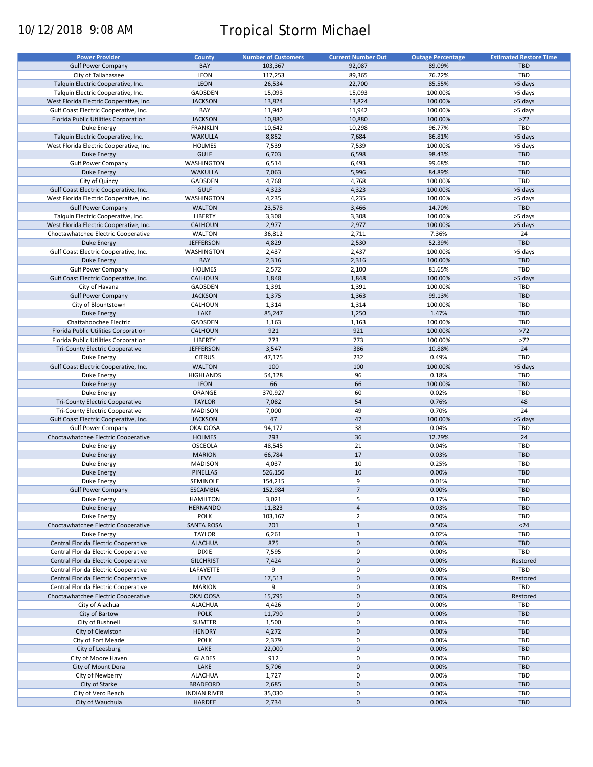10/12/2018 9:08 AM

# Tropical Storm Michael

| Power Provider | County | Number of Customers | Current Number Out | Outage Percentage | Estimated Restore Time |
|---|---|---|---|---|---|
| Gulf Power Company | BAY | 103,367 | 92,087 | 89.09% | TBD |
| City of Tallahassee | LEON | 117,253 | 89,365 | 76.22% | TBD |
| Talquin Electric Cooperative, Inc. | LEON | 26,534 | 22,700 | 85.55% | >5 days |
| Talquin Electric Cooperative, Inc. | GADSDEN | 15,093 | 15,093 | 100.00% | >5 days |
| West Florida Electric Cooperative, Inc. | JACKSON | 13,824 | 13,824 | 100.00% | >5 days |
| Gulf Coast Electric Cooperative, Inc. | BAY | 11,942 | 11,942 | 100.00% | >5 days |
| Florida Public Utilities Corporation | JACKSON | 10,880 | 10,880 | 100.00% | >72 |
| Duke Energy | FRANKLIN | 10,642 | 10,298 | 96.77% | TBD |
| Talquin Electric Cooperative, Inc. | WAKULLA | 8,852 | 7,684 | 86.81% | >5 days |
| West Florida Electric Cooperative, Inc. | HOLMES | 7,539 | 7,539 | 100.00% | >5 days |
| Duke Energy | GULF | 6,703 | 6,598 | 98.43% | TBD |
| Gulf Power Company | WASHINGTON | 6,514 | 6,493 | 99.68% | TBD |
| Duke Energy | WAKULLA | 7,063 | 5,996 | 84.89% | TBD |
| City of Quincy | GADSDEN | 4,768 | 4,768 | 100.00% | TBD |
| Gulf Coast Electric Cooperative, Inc. | GULF | 4,323 | 4,323 | 100.00% | >5 days |
| West Florida Electric Cooperative, Inc. | WASHINGTON | 4,235 | 4,235 | 100.00% | >5 days |
| Gulf Power Company | WALTON | 23,578 | 3,466 | 14.70% | TBD |
| Talquin Electric Cooperative, Inc. | LIBERTY | 3,308 | 3,308 | 100.00% | >5 days |
| West Florida Electric Cooperative, Inc. | CALHOUN | 2,977 | 2,977 | 100.00% | >5 days |
| Choctawhatchee Electric Cooperative | WALTON | 36,812 | 2,711 | 7.36% | 24 |
| Duke Energy | JEFFERSON | 4,829 | 2,530 | 52.39% | TBD |
| Gulf Coast Electric Cooperative, Inc. | WASHINGTON | 2,437 | 2,437 | 100.00% | >5 days |
| Duke Energy | BAY | 2,316 | 2,316 | 100.00% | TBD |
| Gulf Power Company | HOLMES | 2,572 | 2,100 | 81.65% | TBD |
| Gulf Coast Electric Cooperative, Inc. | CALHOUN | 1,848 | 1,848 | 100.00% | >5 days |
| City of Havana | GADSDEN | 1,391 | 1,391 | 100.00% | TBD |
| Gulf Power Company | JACKSON | 1,375 | 1,363 | 99.13% | TBD |
| City of Blountstown | CALHOUN | 1,314 | 1,314 | 100.00% | TBD |
| Duke Energy | LAKE | 85,247 | 1,250 | 1.47% | TBD |
| Chattahoochee Electric | GADSDEN | 1,163 | 1,163 | 100.00% | TBD |
| Florida Public Utilities Corporation | CALHOUN | 921 | 921 | 100.00% | >72 |
| Florida Public Utilities Corporation | LIBERTY | 773 | 773 | 100.00% | >72 |
| Tri-County Electric Cooperative | JEFFERSON | 3,547 | 386 | 10.88% | 24 |
| Duke Energy | CITRUS | 47,175 | 232 | 0.49% | TBD |
| Gulf Coast Electric Cooperative, Inc. | WALTON | 100 | 100 | 100.00% | >5 days |
| Duke Energy | HIGHLANDS | 54,128 | 96 | 0.18% | TBD |
| Duke Energy | LEON | 66 | 66 | 100.00% | TBD |
| Duke Energy | ORANGE | 370,927 | 60 | 0.02% | TBD |
| Tri-County Electric Cooperative | TAYLOR | 7,082 | 54 | 0.76% | 48 |
| Tri-County Electric Cooperative | MADISON | 7,000 | 49 | 0.70% | 24 |
| Gulf Coast Electric Cooperative, Inc. | JACKSON | 47 | 47 | 100.00% | >5 days |
| Gulf Power Company | OKALOOSA | 94,172 | 38 | 0.04% | TBD |
| Choctawhatchee Electric Cooperative | HOLMES | 293 | 36 | 12.29% | 24 |
| Duke Energy | OSCEOLA | 48,545 | 21 | 0.04% | TBD |
| Duke Energy | MARION | 66,784 | 17 | 0.03% | TBD |
| Duke Energy | MADISON | 4,037 | 10 | 0.25% | TBD |
| Duke Energy | PINELLAS | 526,150 | 10 | 0.00% | TBD |
| Duke Energy | SEMINOLE | 154,215 | 9 | 0.01% | TBD |
| Gulf Power Company | ESCAMBIA | 152,984 | 7 | 0.00% | TBD |
| Duke Energy | HAMILTON | 3,021 | 5 | 0.17% | TBD |
| Duke Energy | HERNANDO | 11,823 | 4 | 0.03% | TBD |
| Duke Energy | POLK | 103,167 | 2 | 0.00% | TBD |
| Choctawhatchee Electric Cooperative | SANTA ROSA | 201 | 1 | 0.50% | <24 |
| Duke Energy | TAYLOR | 6,261 | 1 | 0.02% | TBD |
| Central Florida Electric Cooperative | ALACHUA | 875 | 0 | 0.00% | TBD |
| Central Florida Electric Cooperative | DIXIE | 7,595 | 0 | 0.00% | TBD |
| Central Florida Electric Cooperative | GILCHRIST | 7,424 | 0 | 0.00% | Restored |
| Central Florida Electric Cooperative | LAFAYETTE | 9 | 0 | 0.00% | TBD |
| Central Florida Electric Cooperative | LEVY | 17,513 | 0 | 0.00% | Restored |
| Central Florida Electric Cooperative | MARION | 9 | 0 | 0.00% | TBD |
| Choctawhatchee Electric Cooperative | OKALOOSA | 15,795 | 0 | 0.00% | Restored |
| City of Alachua | ALACHUA | 4,426 | 0 | 0.00% | TBD |
| City of Bartow | POLK | 11,790 | 0 | 0.00% | TBD |
| City of Bushnell | SUMTER | 1,500 | 0 | 0.00% | TBD |
| City of Clewiston | HENDRY | 4,272 | 0 | 0.00% | TBD |
| City of Fort Meade | POLK | 2,379 | 0 | 0.00% | TBD |
| City of Leesburg | LAKE | 22,000 | 0 | 0.00% | TBD |
| City of Moore Haven | GLADES | 912 | 0 | 0.00% | TBD |
| City of Mount Dora | LAKE | 5,706 | 0 | 0.00% | TBD |
| City of Newberry | ALACHUA | 1,727 | 0 | 0.00% | TBD |
| City of Starke | BRADFORD | 2,685 | 0 | 0.00% | TBD |
| City of Vero Beach | INDIAN RIVER | 35,030 | 0 | 0.00% | TBD |
| City of Wauchula | HARDEE | 2,734 | 0 | 0.00% | TBD |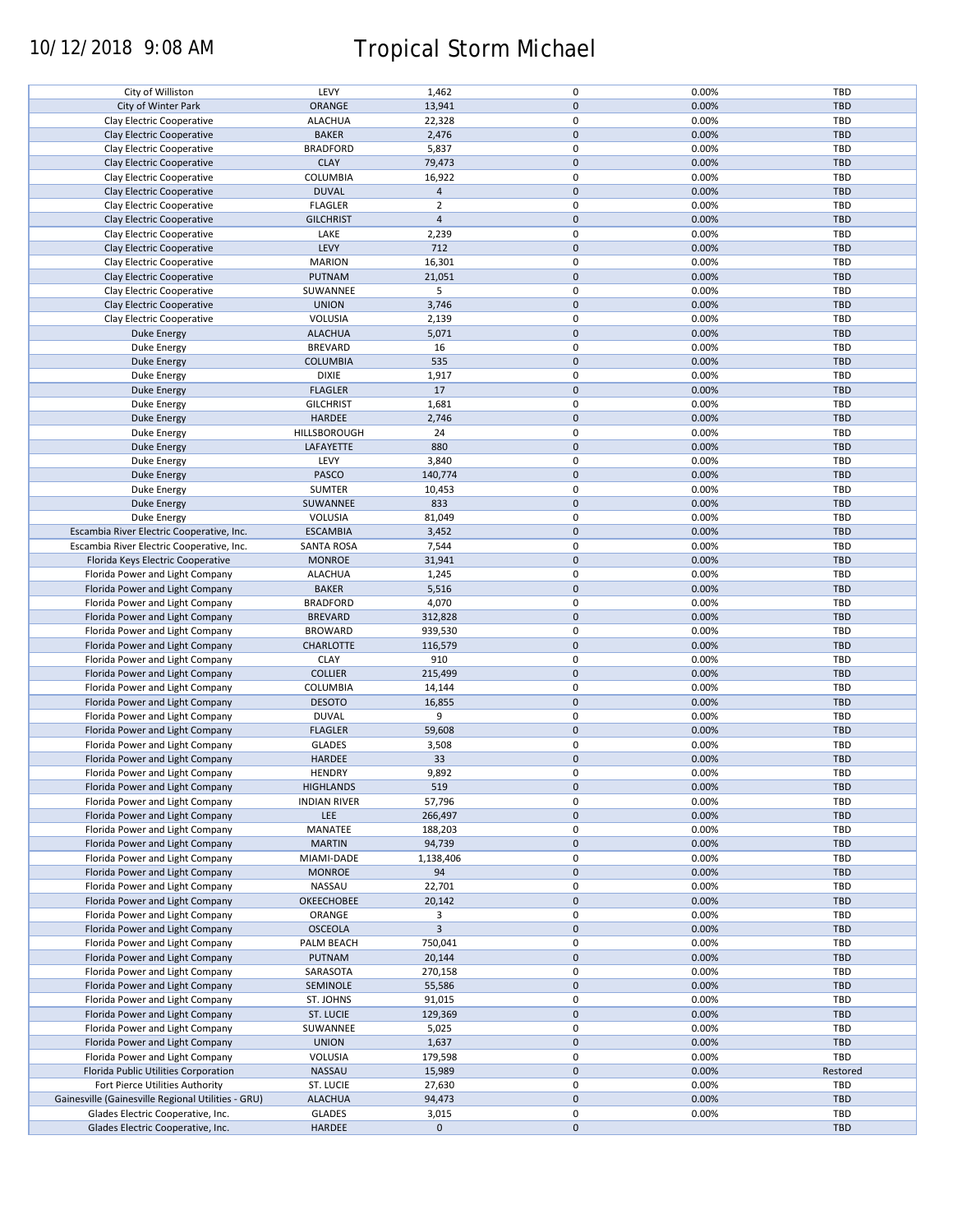# Tropical Storm Michael

10/12/2018 9:08 AM

| | | | | | |
|---|---|---|---|---|---|
| City of Williston | LEVY | 1,462 | 0 | 0.00% | TBD |
| City of Winter Park | ORANGE | 13,941 | 0 | 0.00% | TBD |
| Clay Electric Cooperative | ALACHUA | 22,328 | 0 | 0.00% | TBD |
| Clay Electric Cooperative | BAKER | 2,476 | 0 | 0.00% | TBD |
| Clay Electric Cooperative | BRADFORD | 5,837 | 0 | 0.00% | TBD |
| Clay Electric Cooperative | CLAY | 79,473 | 0 | 0.00% | TBD |
| Clay Electric Cooperative | COLUMBIA | 16,922 | 0 | 0.00% | TBD |
| Clay Electric Cooperative | DUVAL | 4 | 0 | 0.00% | TBD |
| Clay Electric Cooperative | FLAGLER | 2 | 0 | 0.00% | TBD |
| Clay Electric Cooperative | GILCHRIST | 4 | 0 | 0.00% | TBD |
| Clay Electric Cooperative | LAKE | 2,239 | 0 | 0.00% | TBD |
| Clay Electric Cooperative | LEVY | 712 | 0 | 0.00% | TBD |
| Clay Electric Cooperative | MARION | 16,301 | 0 | 0.00% | TBD |
| Clay Electric Cooperative | PUTNAM | 21,051 | 0 | 0.00% | TBD |
| Clay Electric Cooperative | SUWANNEE | 5 | 0 | 0.00% | TBD |
| Clay Electric Cooperative | UNION | 3,746 | 0 | 0.00% | TBD |
| Clay Electric Cooperative | VOLUSIA | 2,139 | 0 | 0.00% | TBD |
| Duke Energy | ALACHUA | 5,071 | 0 | 0.00% | TBD |
| Duke Energy | BREVARD | 16 | 0 | 0.00% | TBD |
| Duke Energy | COLUMBIA | 535 | 0 | 0.00% | TBD |
| Duke Energy | DIXIE | 1,917 | 0 | 0.00% | TBD |
| Duke Energy | FLAGLER | 17 | 0 | 0.00% | TBD |
| Duke Energy | GILCHRIST | 1,681 | 0 | 0.00% | TBD |
| Duke Energy | HARDEE | 2,746 | 0 | 0.00% | TBD |
| Duke Energy | HILLSBOROUGH | 24 | 0 | 0.00% | TBD |
| Duke Energy | LAFAYETTE | 880 | 0 | 0.00% | TBD |
| Duke Energy | LEVY | 3,840 | 0 | 0.00% | TBD |
| Duke Energy | PASCO | 140,774 | 0 | 0.00% | TBD |
| Duke Energy | SUMTER | 10,453 | 0 | 0.00% | TBD |
| Duke Energy | SUWANNEE | 833 | 0 | 0.00% | TBD |
| Duke Energy | VOLUSIA | 81,049 | 0 | 0.00% | TBD |
| Escambia River Electric Cooperative, Inc. | ESCAMBIA | 3,452 | 0 | 0.00% | TBD |
| Escambia River Electric Cooperative, Inc. | SANTA ROSA | 7,544 | 0 | 0.00% | TBD |
| Florida Keys Electric Cooperative | MONROE | 31,941 | 0 | 0.00% | TBD |
| Florida Power and Light Company | ALACHUA | 1,245 | 0 | 0.00% | TBD |
| Florida Power and Light Company | BAKER | 5,516 | 0 | 0.00% | TBD |
| Florida Power and Light Company | BRADFORD | 4,070 | 0 | 0.00% | TBD |
| Florida Power and Light Company | BREVARD | 312,828 | 0 | 0.00% | TBD |
| Florida Power and Light Company | BROWARD | 939,530 | 0 | 0.00% | TBD |
| Florida Power and Light Company | CHARLOTTE | 116,579 | 0 | 0.00% | TBD |
| Florida Power and Light Company | CLAY | 910 | 0 | 0.00% | TBD |
| Florida Power and Light Company | COLLIER | 215,499 | 0 | 0.00% | TBD |
| Florida Power and Light Company | COLUMBIA | 14,144 | 0 | 0.00% | TBD |
| Florida Power and Light Company | DESOTO | 16,855 | 0 | 0.00% | TBD |
| Florida Power and Light Company | DUVAL | 9 | 0 | 0.00% | TBD |
| Florida Power and Light Company | FLAGLER | 59,608 | 0 | 0.00% | TBD |
| Florida Power and Light Company | GLADES | 3,508 | 0 | 0.00% | TBD |
| Florida Power and Light Company | HARDEE | 33 | 0 | 0.00% | TBD |
| Florida Power and Light Company | HENDRY | 9,892 | 0 | 0.00% | TBD |
| Florida Power and Light Company | HIGHLANDS | 519 | 0 | 0.00% | TBD |
| Florida Power and Light Company | INDIAN RIVER | 57,796 | 0 | 0.00% | TBD |
| Florida Power and Light Company | LEE | 266,497 | 0 | 0.00% | TBD |
| Florida Power and Light Company | MANATEE | 188,203 | 0 | 0.00% | TBD |
| Florida Power and Light Company | MARTIN | 94,739 | 0 | 0.00% | TBD |
| Florida Power and Light Company | MIAMI-DADE | 1,138,406 | 0 | 0.00% | TBD |
| Florida Power and Light Company | MONROE | 94 | 0 | 0.00% | TBD |
| Florida Power and Light Company | NASSAU | 22,701 | 0 | 0.00% | TBD |
| Florida Power and Light Company | OKEECHOBEE | 20,142 | 0 | 0.00% | TBD |
| Florida Power and Light Company | ORANGE | 3 | 0 | 0.00% | TBD |
| Florida Power and Light Company | OSCEOLA | 3 | 0 | 0.00% | TBD |
| Florida Power and Light Company | PALM BEACH | 750,041 | 0 | 0.00% | TBD |
| Florida Power and Light Company | PUTNAM | 20,144 | 0 | 0.00% | TBD |
| Florida Power and Light Company | SARASOTA | 270,158 | 0 | 0.00% | TBD |
| Florida Power and Light Company | SEMINOLE | 55,586 | 0 | 0.00% | TBD |
| Florida Power and Light Company | ST. JOHNS | 91,015 | 0 | 0.00% | TBD |
| Florida Power and Light Company | ST. LUCIE | 129,369 | 0 | 0.00% | TBD |
| Florida Power and Light Company | SUWANNEE | 5,025 | 0 | 0.00% | TBD |
| Florida Power and Light Company | UNION | 1,637 | 0 | 0.00% | TBD |
| Florida Power and Light Company | VOLUSIA | 179,598 | 0 | 0.00% | TBD |
| Florida Public Utilities Corporation | NASSAU | 15,989 | 0 | 0.00% | Restored |
| Fort Pierce Utilities Authority | ST. LUCIE | 27,630 | 0 | 0.00% | TBD |
| Gainesville (Gainesville Regional Utilities - GRU) | ALACHUA | 94,473 | 0 | 0.00% | TBD |
| Glades Electric Cooperative, Inc. | GLADES | 3,015 | 0 | 0.00% | TBD |
| Glades Electric Cooperative, Inc. | HARDEE | 0 | 0 | | TBD |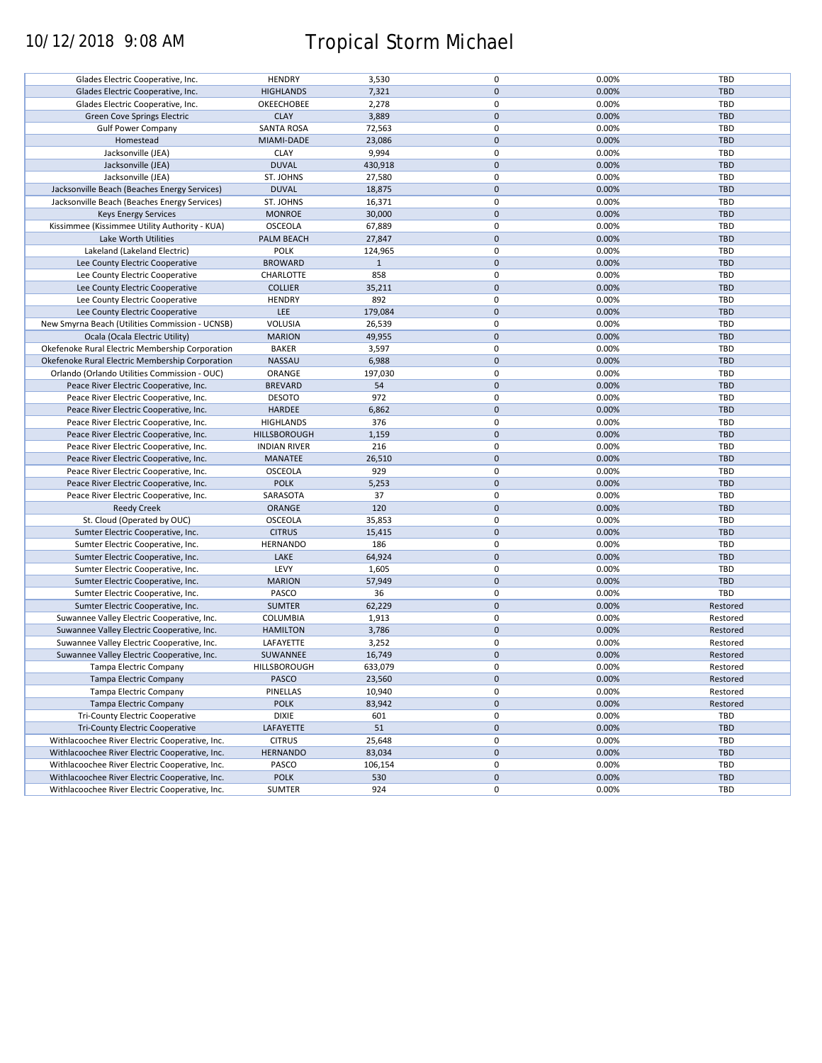# 10/12/2018 9:08 AM Tropical Storm Michael

| | | | | | |
|---|---|---|---|---|---|
| Glades Electric Cooperative, Inc. | HENDRY | 3,530 | 0 | 0.00% | TBD |
| Glades Electric Cooperative, Inc. | HIGHLANDS | 7,321 | 0 | 0.00% | TBD |
| Glades Electric Cooperative, Inc. | OKEECHOBEE | 2,278 | 0 | 0.00% | TBD |
| Green Cove Springs Electric | CLAY | 3,889 | 0 | 0.00% | TBD |
| Gulf Power Company | SANTA ROSA | 72,563 | 0 | 0.00% | TBD |
| Homestead | MIAMI-DADE | 23,086 | 0 | 0.00% | TBD |
| Jacksonville (JEA) | CLAY | 9,994 | 0 | 0.00% | TBD |
| Jacksonville (JEA) | DUVAL | 430,918 | 0 | 0.00% | TBD |
| Jacksonville (JEA) | ST. JOHNS | 27,580 | 0 | 0.00% | TBD |
| Jacksonville Beach (Beaches Energy Services) | DUVAL | 18,875 | 0 | 0.00% | TBD |
| Jacksonville Beach (Beaches Energy Services) | ST. JOHNS | 16,371 | 0 | 0.00% | TBD |
| Keys Energy Services | MONROE | 30,000 | 0 | 0.00% | TBD |
| Kissimmee (Kissimmee Utility Authority - KUA) | OSCEOLA | 67,889 | 0 | 0.00% | TBD |
| Lake Worth Utilities | PALM BEACH | 27,847 | 0 | 0.00% | TBD |
| Lakeland (Lakeland Electric) | POLK | 124,965 | 0 | 0.00% | TBD |
| Lee County Electric Cooperative | BROWARD | 1 | 0 | 0.00% | TBD |
| Lee County Electric Cooperative | CHARLOTTE | 858 | 0 | 0.00% | TBD |
| Lee County Electric Cooperative | COLLIER | 35,211 | 0 | 0.00% | TBD |
| Lee County Electric Cooperative | HENDRY | 892 | 0 | 0.00% | TBD |
| Lee County Electric Cooperative | LEE | 179,084 | 0 | 0.00% | TBD |
| New Smyrna Beach (Utilities Commission - UCNSB) | VOLUSIA | 26,539 | 0 | 0.00% | TBD |
| Ocala (Ocala Electric Utility) | MARION | 49,955 | 0 | 0.00% | TBD |
| Okefenoke Rural Electric Membership Corporation | BAKER | 3,597 | 0 | 0.00% | TBD |
| Okefenoke Rural Electric Membership Corporation | NASSAU | 6,988 | 0 | 0.00% | TBD |
| Orlando (Orlando Utilities Commission - OUC) | ORANGE | 197,030 | 0 | 0.00% | TBD |
| Peace River Electric Cooperative, Inc. | BREVARD | 54 | 0 | 0.00% | TBD |
| Peace River Electric Cooperative, Inc. | DESOTO | 972 | 0 | 0.00% | TBD |
| Peace River Electric Cooperative, Inc. | HARDEE | 6,862 | 0 | 0.00% | TBD |
| Peace River Electric Cooperative, Inc. | HIGHLANDS | 376 | 0 | 0.00% | TBD |
| Peace River Electric Cooperative, Inc. | HILLSBOROUGH | 1,159 | 0 | 0.00% | TBD |
| Peace River Electric Cooperative, Inc. | INDIAN RIVER | 216 | 0 | 0.00% | TBD |
| Peace River Electric Cooperative, Inc. | MANATEE | 26,510 | 0 | 0.00% | TBD |
| Peace River Electric Cooperative, Inc. | OSCEOLA | 929 | 0 | 0.00% | TBD |
| Peace River Electric Cooperative, Inc. | POLK | 5,253 | 0 | 0.00% | TBD |
| Peace River Electric Cooperative, Inc. | SARASOTA | 37 | 0 | 0.00% | TBD |
| Reedy Creek | ORANGE | 120 | 0 | 0.00% | TBD |
| St. Cloud (Operated by OUC) | OSCEOLA | 35,853 | 0 | 0.00% | TBD |
| Sumter Electric Cooperative, Inc. | CITRUS | 15,415 | 0 | 0.00% | TBD |
| Sumter Electric Cooperative, Inc. | HERNANDO | 186 | 0 | 0.00% | TBD |
| Sumter Electric Cooperative, Inc. | LAKE | 64,924 | 0 | 0.00% | TBD |
| Sumter Electric Cooperative, Inc. | LEVY | 1,605 | 0 | 0.00% | TBD |
| Sumter Electric Cooperative, Inc. | MARION | 57,949 | 0 | 0.00% | TBD |
| Sumter Electric Cooperative, Inc. | PASCO | 36 | 0 | 0.00% | TBD |
| Sumter Electric Cooperative, Inc. | SUMTER | 62,229 | 0 | 0.00% | Restored |
| Suwannee Valley Electric Cooperative, Inc. | COLUMBIA | 1,913 | 0 | 0.00% | Restored |
| Suwannee Valley Electric Cooperative, Inc. | HAMILTON | 3,786 | 0 | 0.00% | Restored |
| Suwannee Valley Electric Cooperative, Inc. | LAFAYETTE | 3,252 | 0 | 0.00% | Restored |
| Suwannee Valley Electric Cooperative, Inc. | SUWANNEE | 16,749 | 0 | 0.00% | Restored |
| Tampa Electric Company | HILLSBOROUGH | 633,079 | 0 | 0.00% | Restored |
| Tampa Electric Company | PASCO | 23,560 | 0 | 0.00% | Restored |
| Tampa Electric Company | PINELLAS | 10,940 | 0 | 0.00% | Restored |
| Tampa Electric Company | POLK | 83,942 | 0 | 0.00% | Restored |
| Tri-County Electric Cooperative | DIXIE | 601 | 0 | 0.00% | TBD |
| Tri-County Electric Cooperative | LAFAYETTE | 51 | 0 | 0.00% | TBD |
| Withlacoochee River Electric Cooperative, Inc. | CITRUS | 25,648 | 0 | 0.00% | TBD |
| Withlacoochee River Electric Cooperative, Inc. | HERNANDO | 83,034 | 0 | 0.00% | TBD |
| Withlacoochee River Electric Cooperative, Inc. | PASCO | 106,154 | 0 | 0.00% | TBD |
| Withlacoochee River Electric Cooperative, Inc. | POLK | 530 | 0 | 0.00% | TBD |
| Withlacoochee River Electric Cooperative, Inc. | SUMTER | 924 | 0 | 0.00% | TBD |